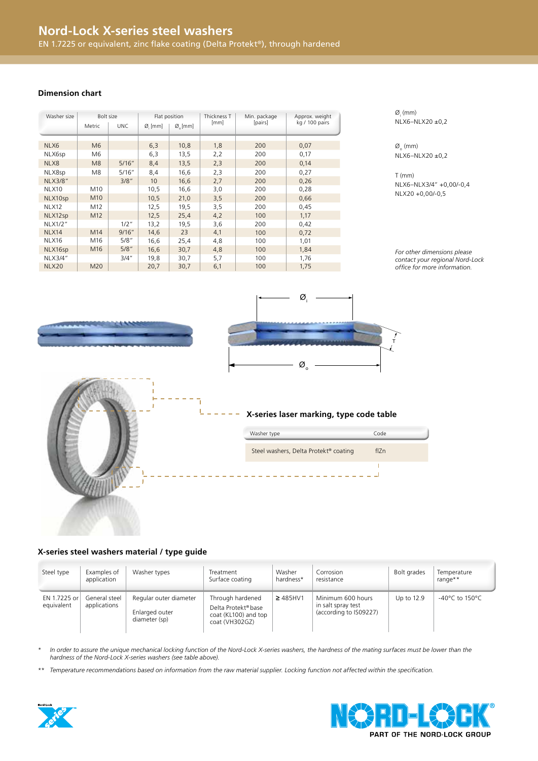# Nord-Lock X-series steel washers

EN 1.7225 or equivalent, zinc flake coating (Delta Protekt®), through hardened

## Dimension chart

| Washer size | Bolt size | | Flat position | | Thickness T [mm] | Min. package [pairs] | Approx. weight kg / 100 pairs |
|---|---|---|---|---|---|---|---|
| | Metric | UNC | $Ø_i$ [mm] | $Ø_o$ [mm] | | | |
| NLX6 | M6 | | 6,3 | 10,8 | 1,8 | 200 | 0,07 |
| NLX6sp | M6 | | 6,3 | 13,5 | 2,2 | 200 | 0,17 |
| NLX8 | M8 | 5/16" | 8,4 | 13,5 | 2,3 | 200 | 0,14 |
| NLX8sp | M8 | 5/16" | 8,4 | 16,6 | 2,3 | 200 | 0,27 |
| NLX3/8" | | 3/8" | 10 | 16,6 | 2,7 | 200 | 0,26 |
| NLX10 | M10 | | 10,5 | 16,6 | 3,0 | 200 | 0,28 |
| NLX10sp | M10 | | 10,5 | 21,0 | 3,5 | 200 | 0,66 |
| NLX12 | M12 | | 12,5 | 19,5 | 3,5 | 200 | 0,45 |
| NLX12sp | M12 | | 12,5 | 25,4 | 4,2 | 100 | 1,17 |
| NLX1/2" | | 1/2" | 13,2 | 19,5 | 3,6 | 200 | 0,42 |
| NLX14 | M14 | 9/16" | 14,6 | 23 | 4,1 | 100 | 0,72 |
| NLX16 | M16 | 5/8" | 16,6 | 25,4 | 4,8 | 100 | 1,01 |
| NLX16sp | M16 | 5/8" | 16,6 | 30,7 | 4,8 | 100 | 1,84 |
| NLX3/4" | | 3/4" | 19,8 | 30,7 | 5,7 | 100 | 1,76 |
| NLX20 | M20 | | 20,7 | 30,7 | 6,1 | 100 | 1,75 |

$Ø_i$ (mm)
NLX6–NLX20 ±0,2

$Ø_o$ (mm)
NLX6–NLX20 ±0,2

T (mm)
NLX6–NLX3/4" +0,00/-0,4
NLX20 +0,00/-0,5

*For other dimensions please contact your regional Nord-Lock office for more information.*

## X-series laser marking, type code table

| Washer type | Code |
|---|---|
| Steel washers, Delta Protekt® coating | flZn |

## X-series steel washers material / type guide

| Steel type | Examples of application | Washer types | Treatment Surface coating | Washer hardness* | Corrosion resistance | Bolt grades | Temperature range** |
|---|---|---|---|---|---|---|---|
| EN 1.7225 or equivalent | General steel applications | Regular outer diameter<br><br>Enlarged outer diameter (sp) | Through hardened<br>Delta Protekt® base coat (KL100) and top coat (VH302GZ) | ≥ 485HV1 | Minimum 600 hours in salt spray test (according to IS09227) | Up to 12.9 | -40°C to 150°C |

\* *In order to assure the unique mechanical locking function of the Nord-Lock X-series washers, the hardness of the mating surfaces must be lower than the hardness of the Nord-Lock X-series washers (see table above).*

\*\* *Temperature recommendations based on information from the raw material supplier. Locking function not affected within the specification.*

PART OF THE NORD-LOCK GROUP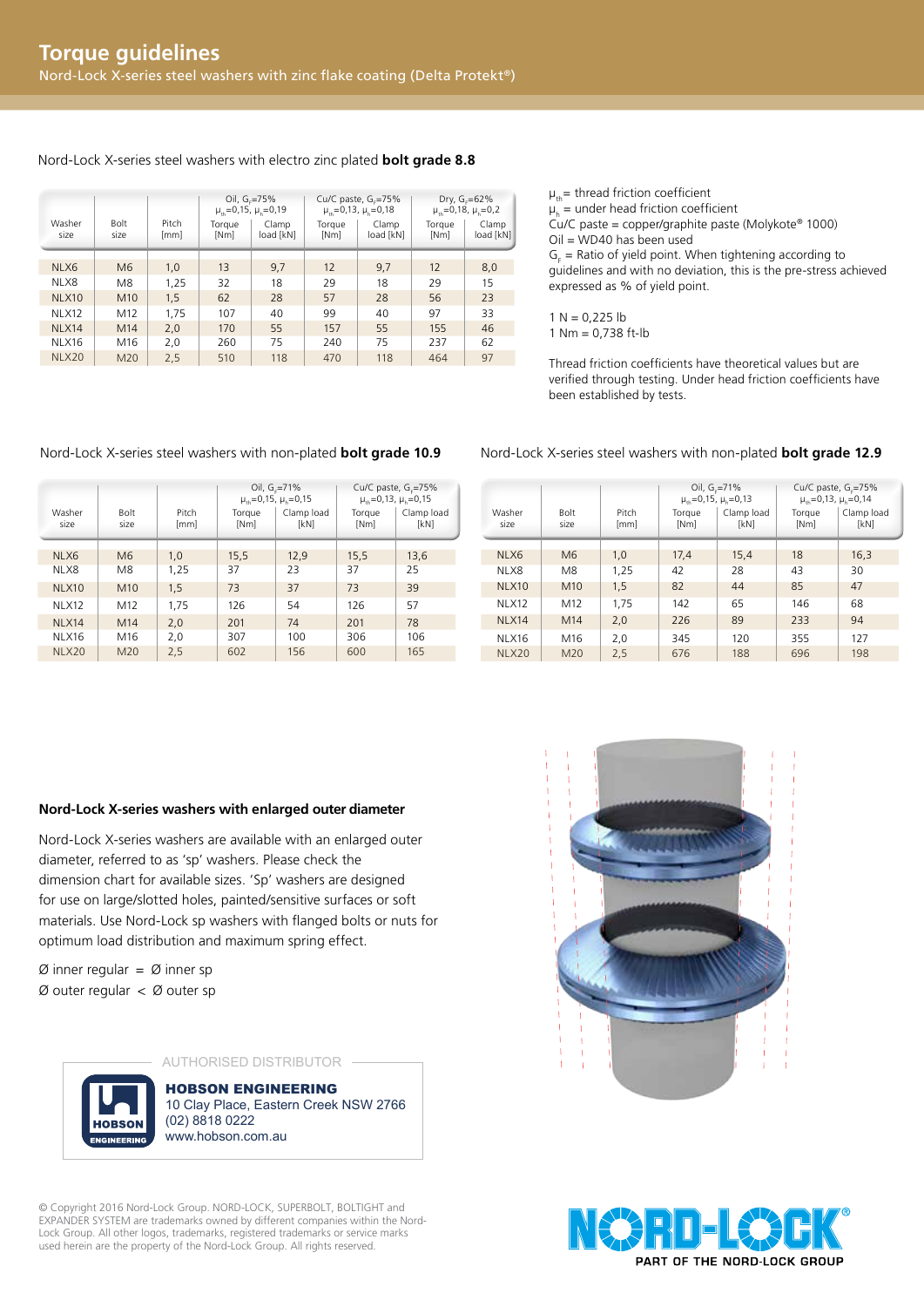# Torque guidelines

Nord-Lock X-series steel washers with zinc flake coating (Delta Protekt®)

Nord-Lock X-series steel washers with electro zinc plated **bolt grade 8.8**

| Washer size | Bolt size | Pitch [mm] | Oil, $G_r$=75% $\mu_{th}$=0,15, $\mu_h$=0,19 | | Cu/C paste, $G_r$=75% $\mu_{th}$=0,13, $\mu_h$=0,18 | | Dry, $G_r$=62% $\mu_{th}$=0,18, $\mu_h$=0,2 | |
|---|---|---|---|---|---|---|---|---|
| | | | Torque [Nm] | Clamp load [kN] | Torque [Nm] | Clamp load [kN] | Torque [Nm] | Clamp load [kN] |
| NLX6 | M6 | 1,0 | 13 | 9,7 | 12 | 9,7 | 12 | 8,0 |
| NLX8 | M8 | 1,25 | 32 | 18 | 29 | 18 | 29 | 15 |
| NLX10 | M10 | 1,5 | 62 | 28 | 57 | 28 | 56 | 23 |
| NLX12 | M12 | 1,75 | 107 | 40 | 99 | 40 | 97 | 33 |
| NLX14 | M14 | 2,0 | 170 | 55 | 157 | 55 | 155 | 46 |
| NLX16 | M16 | 2,0 | 260 | 75 | 240 | 75 | 237 | 62 |
| NLX20 | M20 | 2,5 | 510 | 118 | 470 | 118 | 464 | 97 |

$\mu_{th}$ = thread friction coefficient
$\mu_h$ = under head friction coefficient
Cu/C paste = copper/graphite paste (Molykote® 1000)
Oil = WD40 has been used
$G_r$ = Ratio of yield point. When tightening according to guidelines and with no deviation, this is the pre-stress achieved expressed as % of yield point.

1 N = 0,225 lb
1 Nm = 0,738 ft-lb

Thread friction coefficients have theoretical values but are verified through testing. Under head friction coefficients have been established by tests.

Nord-Lock X-series steel washers with non-plated **bolt grade 10.9**

| Washer size | Bolt size | Pitch [mm] | Oil, $G_r$=71% $\mu_{th}$=0,15, $\mu_h$=0,15 | | Cu/C paste, $G_r$=75% $\mu_{th}$=0,13, $\mu_h$=0,15 | |
|---|---|---|---|---|---|---|
| | | | Torque [Nm] | Clamp load [kN] | Torque [Nm] | Clamp load [kN] |
| NLX6 | M6 | 1,0 | 15,5 | 12,9 | 15,5 | 13,6 |
| NLX8 | M8 | 1,25 | 37 | 23 | 37 | 25 |
| NLX10 | M10 | 1,5 | 73 | 37 | 73 | 39 |
| NLX12 | M12 | 1,75 | 126 | 54 | 126 | 57 |
| NLX14 | M14 | 2,0 | 201 | 74 | 201 | 78 |
| NLX16 | M16 | 2,0 | 307 | 100 | 306 | 106 |
| NLX20 | M20 | 2,5 | 602 | 156 | 600 | 165 |

Nord-Lock X-series steel washers with non-plated **bolt grade 12.9**

| Washer size | Bolt size | Pitch [mm] | Oil, $G_r$=71% $\mu_{th}$=0,15, $\mu_h$=0,13 | | Cu/C paste, $G_r$=75% $\mu_{th}$=0,13, $\mu_h$=0,14 | |
|---|---|---|---|---|---|---|
| | | | Torque [Nm] | Clamp load [kN] | Torque [Nm] | Clamp load [kN] |
| NLX6 | M6 | 1,0 | 17,4 | 15,4 | 18 | 16,3 |
| NLX8 | M8 | 1,25 | 42 | 28 | 43 | 30 |
| NLX10 | M10 | 1,5 | 82 | 44 | 85 | 47 |
| NLX12 | M12 | 1,75 | 142 | 65 | 146 | 68 |
| NLX14 | M14 | 2,0 | 226 | 89 | 233 | 94 |
| NLX16 | M16 | 2,0 | 345 | 120 | 355 | 127 |
| NLX20 | M20 | 2,5 | 676 | 188 | 696 | 198 |

### Nord-Lock X-series washers with enlarged outer diameter

Nord-Lock X-series washers are available with an enlarged outer diameter, referred to as 'sp' washers. Please check the dimension chart for available sizes. 'Sp' washers are designed for use on large/slotted holes, painted/sensitive surfaces or soft materials. Use Nord-Lock sp washers with flanged bolts or nuts for optimum load distribution and maximum spring effect.

Ø inner regular = Ø inner sp
Ø outer regular < Ø outer sp

AUTHORISED DISTRIBUTOR

**HOBSON ENGINEERING**
10 Clay Place, Eastern Creek NSW 2766
(02) 8818 0222
www.hobson.com.au

© Copyright 2016 Nord-Lock Group. NORD-LOCK, SUPERBOLT, BOLTIGHT and EXPANDER SYSTEM are trademarks owned by different companies within the Nord-Lock Group. All other logos, trademarks, registered trademarks or service marks used herein are the property of the Nord-Lock Group. All rights reserved.

NORD-LOCK®
PART OF THE NORD-LOCK GROUP